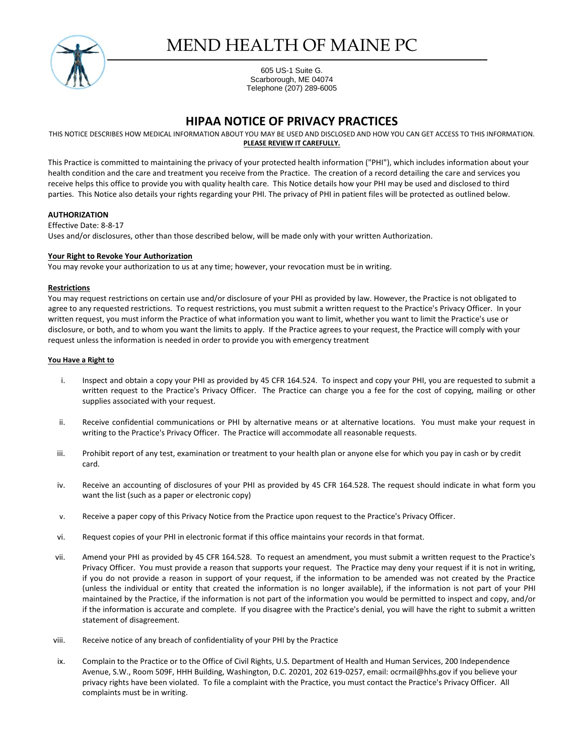# MEND HEALTH OF MAINE PC

605 US-1 Suite G.
Scarborough, ME 04074
Telephone (207) 289-6005

## HIPAA NOTICE OF PRIVACY PRACTICES

THIS NOTICE DESCRIBES HOW MEDICAL INFORMATION ABOUT YOU MAY BE USED AND DISCLOSED AND HOW YOU CAN GET ACCESS TO THIS INFORMATION.
**PLEASE REVIEW IT CAREFULLY.**

This Practice is committed to maintaining the privacy of your protected health information ("PHI"), which includes information about your health condition and the care and treatment you receive from the Practice. The creation of a record detailing the care and services you receive helps this office to provide you with quality health care. This Notice details how your PHI may be used and disclosed to third parties. This Notice also details your rights regarding your PHI. The privacy of PHI in patient files will be protected as outlined below.

**AUTHORIZATION**

Effective Date: 8-8-17

Uses and/or disclosures, other than those described below, will be made only with your written Authorization.

**Your Right to Revoke Your Authorization**

You may revoke your authorization to us at any time; however, your revocation must be in writing.

**Restrictions**

You may request restrictions on certain use and/or disclosure of your PHI as provided by law. However, the Practice is not obligated to agree to any requested restrictions. To request restrictions, you must submit a written request to the Practice's Privacy Officer. In your written request, you must inform the Practice of what information you want to limit, whether you want to limit the Practice's use or disclosure, or both, and to whom you want the limits to apply. If the Practice agrees to your request, the Practice will comply with your request unless the information is needed in order to provide you with emergency treatment

**You Have a Right to**

i. Inspect and obtain a copy your PHI as provided by 45 CFR 164.524. To inspect and copy your PHI, you are requested to submit a written request to the Practice's Privacy Officer. The Practice can charge you a fee for the cost of copying, mailing or other supplies associated with your request.

ii. Receive confidential communications or PHI by alternative means or at alternative locations. You must make your request in writing to the Practice's Privacy Officer. The Practice will accommodate all reasonable requests.

iii. Prohibit report of any test, examination or treatment to your health plan or anyone else for which you pay in cash or by credit card.

iv. Receive an accounting of disclosures of your PHI as provided by 45 CFR 164.528. The request should indicate in what form you want the list (such as a paper or electronic copy)

v. Receive a paper copy of this Privacy Notice from the Practice upon request to the Practice's Privacy Officer.

vi. Request copies of your PHI in electronic format if this office maintains your records in that format.

vii. Amend your PHI as provided by 45 CFR 164.528. To request an amendment, you must submit a written request to the Practice's Privacy Officer. You must provide a reason that supports your request. The Practice may deny your request if it is not in writing, if you do not provide a reason in support of your request, if the information to be amended was not created by the Practice (unless the individual or entity that created the information is no longer available), if the information is not part of your PHI maintained by the Practice, if the information is not part of the information you would be permitted to inspect and copy, and/or if the information is accurate and complete. If you disagree with the Practice's denial, you will have the right to submit a written statement of disagreement.

viii. Receive notice of any breach of confidentiality of your PHI by the Practice

ix. Complain to the Practice or to the Office of Civil Rights, U.S. Department of Health and Human Services, 200 Independence Avenue, S.W., Room 509F, HHH Building, Washington, D.C. 20201, 202 619-0257, email: ocrmail@hhs.gov if you believe your privacy rights have been violated. To file a complaint with the Practice, you must contact the Practice's Privacy Officer. All complaints must be in writing.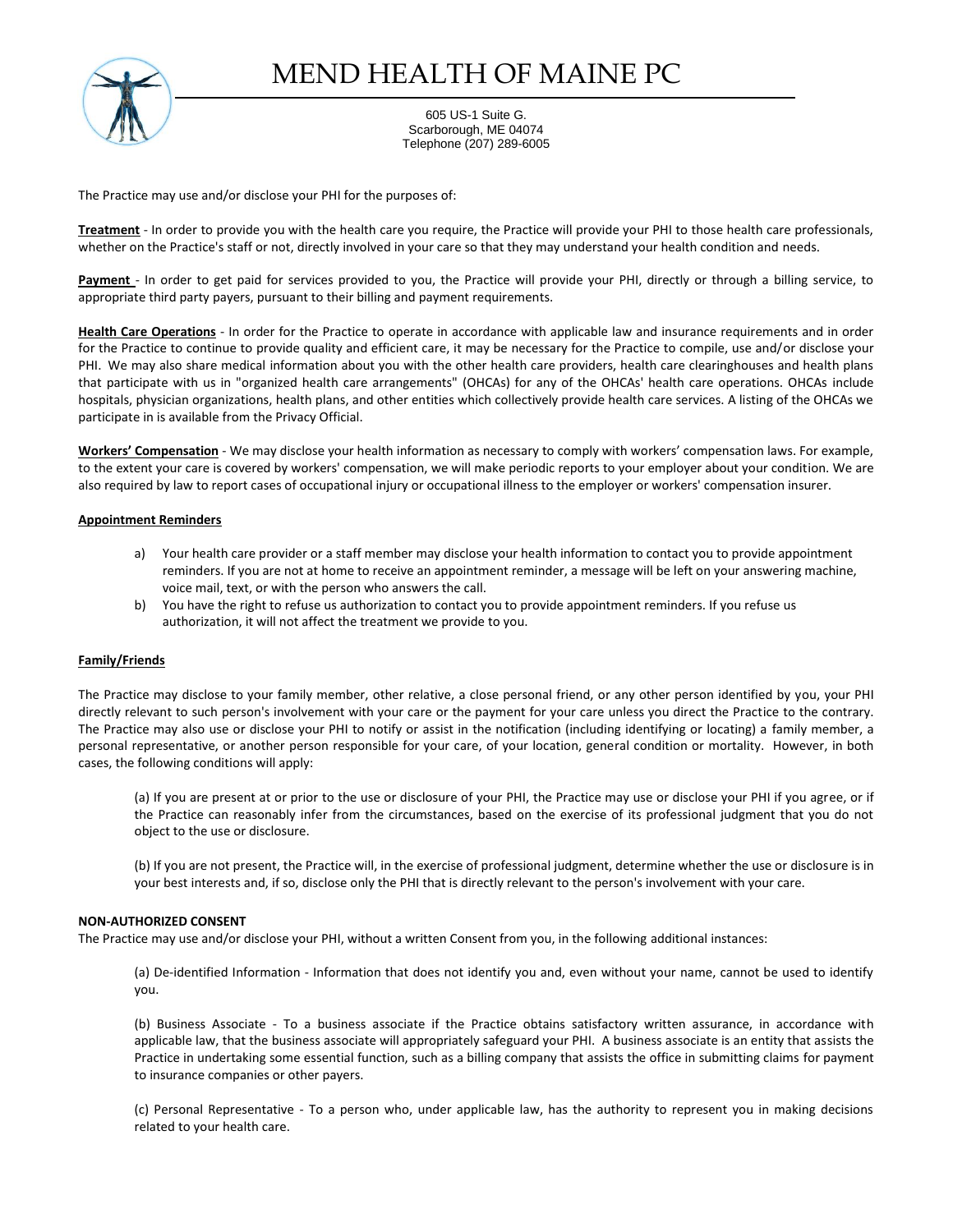The Practice may use and/or disclose your PHI for the purposes of:

**Treatment** - In order to provide you with the health care you require, the Practice will provide your PHI to those health care professionals, whether on the Practice's staff or not, directly involved in your care so that they may understand your health condition and needs.

**Payment** - In order to get paid for services provided to you, the Practice will provide your PHI, directly or through a billing service, to appropriate third party payers, pursuant to their billing and payment requirements.

**Health Care Operations** - In order for the Practice to operate in accordance with applicable law and insurance requirements and in order for the Practice to continue to provide quality and efficient care, it may be necessary for the Practice to compile, use and/or disclose your PHI. We may also share medical information about you with the other health care providers, health care clearinghouses and health plans that participate with us in "organized health care arrangements" (OHCAs) for any of the OHCAs' health care operations. OHCAs include hospitals, physician organizations, health plans, and other entities which collectively provide health care services. A listing of the OHCAs we participate in is available from the Privacy Official.

**Workers' Compensation** - We may disclose your health information as necessary to comply with workers' compensation laws. For example, to the extent your care is covered by workers' compensation, we will make periodic reports to your employer about your condition. We are also required by law to report cases of occupational injury or occupational illness to the employer or workers' compensation insurer.

**Appointment Reminders**

a) Your health care provider or a staff member may disclose your health information to contact you to provide appointment reminders. If you are not at home to receive an appointment reminder, a message will be left on your answering machine, voice mail, text, or with the person who answers the call.

b) You have the right to refuse us authorization to contact you to provide appointment reminders. If you refuse us authorization, it will not affect the treatment we provide to you.

**Family/Friends**

The Practice may disclose to your family member, other relative, a close personal friend, or any other person identified by you, your PHI directly relevant to such person's involvement with your care or the payment for your care unless you direct the Practice to the contrary. The Practice may also use or disclose your PHI to notify or assist in the notification (including identifying or locating) a family member, a personal representative, or another person responsible for your care, of your location, general condition or mortality. However, in both cases, the following conditions will apply:

(a) If you are present at or prior to the use or disclosure of your PHI, the Practice may use or disclose your PHI if you agree, or if the Practice can reasonably infer from the circumstances, based on the exercise of its professional judgment that you do not object to the use or disclosure.

(b) If you are not present, the Practice will, in the exercise of professional judgment, determine whether the use or disclosure is in your best interests and, if so, disclose only the PHI that is directly relevant to the person's involvement with your care.

**NON-AUTHORIZED CONSENT**

The Practice may use and/or disclose your PHI, without a written Consent from you, in the following additional instances:

(a) De-identified Information - Information that does not identify you and, even without your name, cannot be used to identify you.

(b) Business Associate - To a business associate if the Practice obtains satisfactory written assurance, in accordance with applicable law, that the business associate will appropriately safeguard your PHI. A business associate is an entity that assists the Practice in undertaking some essential function, such as a billing company that assists the office in submitting claims for payment to insurance companies or other payers.

(c) Personal Representative - To a person who, under applicable law, has the authority to represent you in making decisions related to your health care.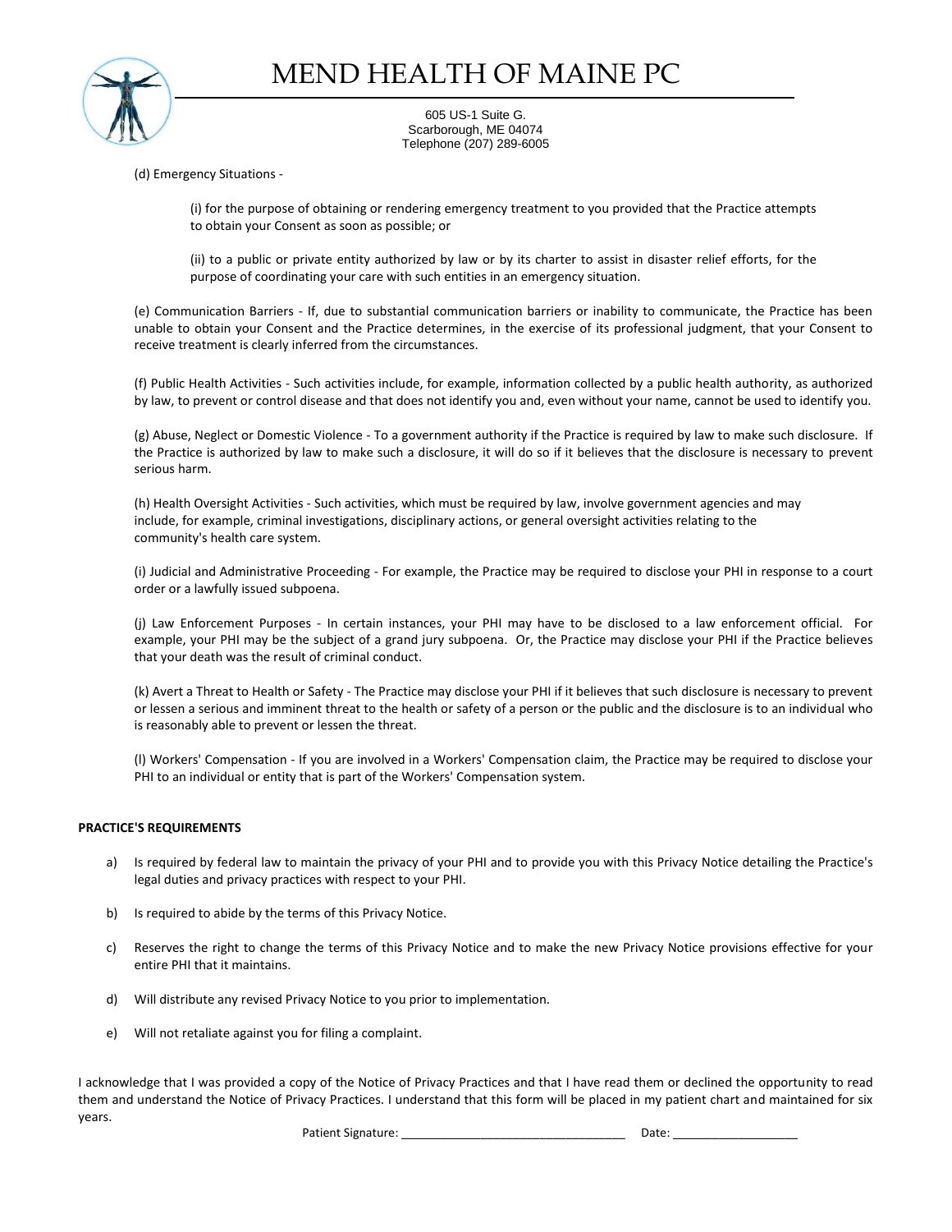# MEND HEALTH OF MAINE PC

605 US-1 Suite G.
Scarborough, ME 04074
Telephone (207) 289-6005

(d) Emergency Situations -

(i) for the purpose of obtaining or rendering emergency treatment to you provided that the Practice attempts to obtain your Consent as soon as possible; or

(ii) to a public or private entity authorized by law or by its charter to assist in disaster relief efforts, for the purpose of coordinating your care with such entities in an emergency situation.

(e) Communication Barriers - If, due to substantial communication barriers or inability to communicate, the Practice has been unable to obtain your Consent and the Practice determines, in the exercise of its professional judgment, that your Consent to receive treatment is clearly inferred from the circumstances.

(f) Public Health Activities - Such activities include, for example, information collected by a public health authority, as authorized by law, to prevent or control disease and that does not identify you and, even without your name, cannot be used to identify you.

(g) Abuse, Neglect or Domestic Violence - To a government authority if the Practice is required by law to make such disclosure. If the Practice is authorized by law to make such a disclosure, it will do so if it believes that the disclosure is necessary to prevent serious harm.

(h) Health Oversight Activities - Such activities, which must be required by law, involve government agencies and may include, for example, criminal investigations, disciplinary actions, or general oversight activities relating to the community's health care system.

(i) Judicial and Administrative Proceeding - For example, the Practice may be required to disclose your PHI in response to a court order or a lawfully issued subpoena.

(j) Law Enforcement Purposes - In certain instances, your PHI may have to be disclosed to a law enforcement official. For example, your PHI may be the subject of a grand jury subpoena. Or, the Practice may disclose your PHI if the Practice believes that your death was the result of criminal conduct.

(k) Avert a Threat to Health or Safety - The Practice may disclose your PHI if it believes that such disclosure is necessary to prevent or lessen a serious and imminent threat to the health or safety of a person or the public and the disclosure is to an individual who is reasonably able to prevent or lessen the threat.

(l) Workers' Compensation - If you are involved in a Workers' Compensation claim, the Practice may be required to disclose your PHI to an individual or entity that is part of the Workers' Compensation system.

**PRACTICE'S REQUIREMENTS**

a) Is required by federal law to maintain the privacy of your PHI and to provide you with this Privacy Notice detailing the Practice's legal duties and privacy practices with respect to your PHI.

b) Is required to abide by the terms of this Privacy Notice.

c) Reserves the right to change the terms of this Privacy Notice and to make the new Privacy Notice provisions effective for your entire PHI that it maintains.

d) Will distribute any revised Privacy Notice to you prior to implementation.

e) Will not retaliate against you for filing a complaint.

I acknowledge that I was provided a copy of the Notice of Privacy Practices and that I have read them or declined the opportunity to read them and understand the Notice of Privacy Practices. I understand that this form will be placed in my patient chart and maintained for six years.

Patient Signature: _________________________________ Date: ___________________